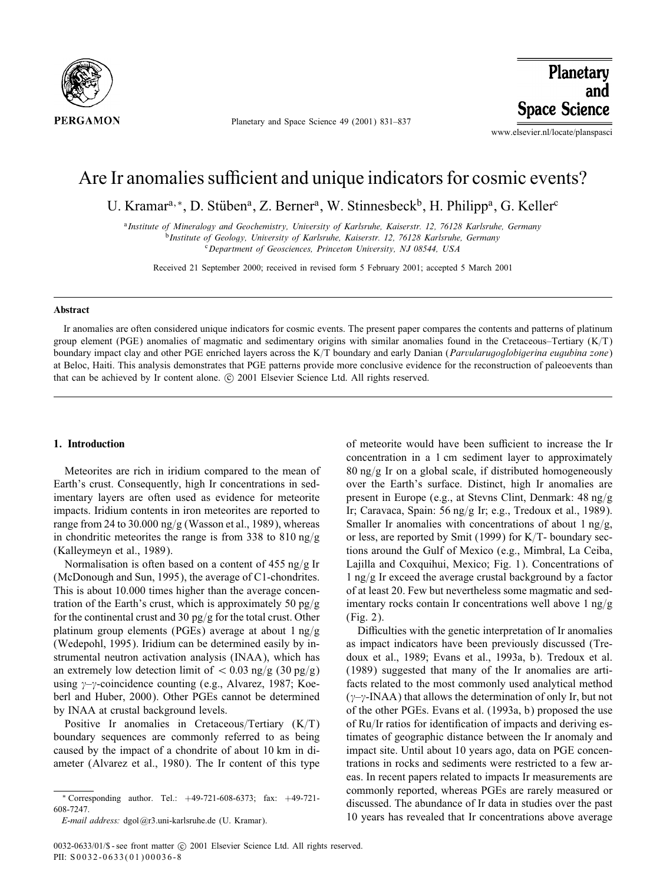# Are Ir anomalies sufficient and unique indicators for cosmic events?

U. Kramar[a,*], D. Stüben[a], Z. Berner[a], W. Stinnesbeck[b], H. Philipp[a], G. Keller[c]

[a] *Institute of Mineralogy and Geochemistry, University of Karlsruhe, Kaiserstr. 12, 76128 Karlsruhe, Germany*
[b] *Institute of Geology, University of Karlsruhe, Kaiserstr. 12, 76128 Karlsruhe, Germany*
[c] *Department of Geosciences, Princeton University, NJ 08544, USA*

Received 21 September 2000; received in revised form 5 February 2001; accepted 5 March 2001

## Abstract

Ir anomalies are often considered unique indicators for cosmic events. The present paper compares the contents and patterns of platinum group element (PGE) anomalies of magmatic and sedimentary origins with similar anomalies found in the Cretaceous–Tertiary (K/T) boundary impact clay and other PGE enriched layers across the K/T boundary and early Danian (*Parvularugoglobigerina eugubina zone*) at Beloc, Haiti. This analysis demonstrates that PGE patterns provide more conclusive evidence for the reconstruction of paleoevents than that can be achieved by Ir content alone. © 2001 Elsevier Science Ltd. All rights reserved.

## 1. Introduction

Meteorites are rich in iridium compared to the mean of Earth's crust. Consequently, high Ir concentrations in sedimentary layers are often used as evidence for meteorite impacts. Iridium contents in iron meteorites are reported to range from 24 to 30.000 ng/g (Wasson et al., 1989), whereas in chondritic meteorites the range is from 338 to 810 ng/g (Kalleymeyn et al., 1989).

Normalisation is often based on a content of 455 ng/g Ir (McDonough and Sun, 1995), the average of C1-chondrites. This is about 10.000 times higher than the average concentration of the Earth's crust, which is approximately 50 pg/g for the continental crust and 30 pg/g for the total crust. Other platinum group elements (PGEs) average at about 1 ng/g (Wedepohl, 1995). Iridium can be determined easily by instrumental neutron activation analysis (INAA), which has an extremely low detection limit of < 0.03 ng/g (30 pg/g) using $\gamma$–$\gamma$-coincidence counting (e.g., Alvarez, 1987; Koeberl and Huber, 2000). Other PGEs cannot be determined by INAA at crustal background levels.

Positive Ir anomalies in Cretaceous/Tertiary (K/T) boundary sequences are commonly referred to as being caused by the impact of a chondrite of about 10 km in diameter (Alvarez et al., 1980). The Ir content of this type of meteorite would have been sufficient to increase the Ir concentration in a 1 cm sediment layer to approximately 80 ng/g Ir on a global scale, if distributed homogeneously over the Earth's surface. Distinct, high Ir anomalies are present in Europe (e.g., at Stevns Clint, Denmark: 48 ng/g Ir; Caravaca, Spain: 56 ng/g Ir; e.g., Tredoux et al., 1989). Smaller Ir anomalies with concentrations of about 1 ng/g, or less, are reported by Smit (1999) for K/T- boundary sections around the Gulf of Mexico (e.g., Mimbral, La Ceiba, Lajilla and Coxquihui, Mexico; Fig. 1). Concentrations of 1 ng/g Ir exceed the average crustal background by a factor of at least 20. Few but nevertheless some magmatic and sedimentary rocks contain Ir concentrations well above 1 ng/g (Fig. 2).

Difficulties with the genetic interpretation of Ir anomalies as impact indicators have been previously discussed (Tredoux et al., 1989; Evans et al., 1993a, b). Tredoux et al. (1989) suggested that many of the Ir anomalies are artifacts related to the most commonly used analytical method ($\gamma$–$\gamma$-INAA) that allows the determination of only Ir, but not of the other PGEs. Evans et al. (1993a, b) proposed the use of Ru/Ir ratios for identification of impacts and deriving estimates of geographic distance between the Ir anomaly and impact site. Until about 10 years ago, data on PGE concentrations in rocks and sediments were restricted to a few areas. In recent papers related to impacts Ir measurements are commonly reported, whereas PGEs are rarely measured or discussed. The abundance of Ir data in studies over the past 10 years has revealed that Ir concentrations above average

---

* Corresponding author. Tel.: +49-721-608-6373; fax: +49-721-608-7247.
*E-mail address:* dgol@r3.uni-karlsruhe.de (U. Kramar).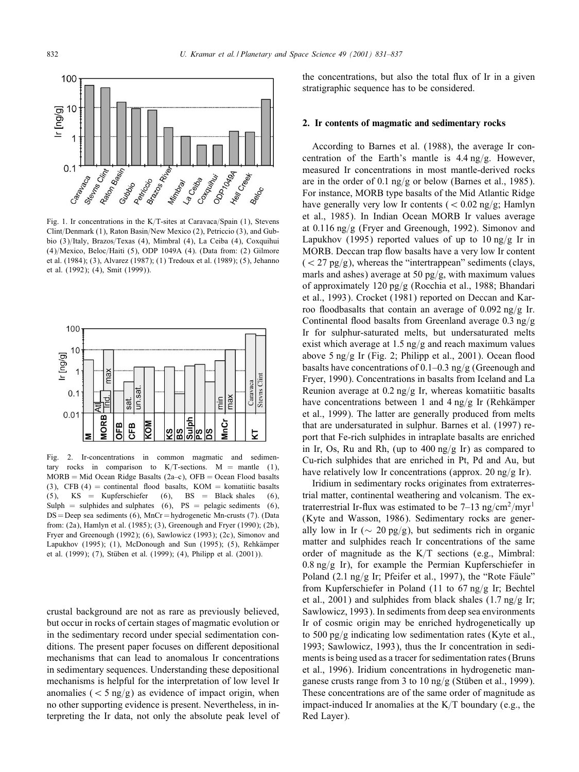Fig. 1. Ir concentrations in the K/T-sites at Caravaca/Spain (1), Stevens Clint/Denmark (1), Raton Basin/New Mexico (2), Petriccio (3), and Gubbio (3)/Italy, Brazos/Texas (4), Mimbral (4), La Ceiba (4), Coxquihui (4)/Mexico, Beloc/Haiti (5), ODP 1049A (4). (Data from: (2) Gilmore et al. (1984); (3), Alvarez (1987); (1) Tredoux et al. (1989); (5), Jehanno et al. (1992); (4), Smit (1999)).

Fig. 2. Ir-concentrations in common magmatic and sedimentary rocks in comparison to K/T-sections. M = mantle (1), MORB = Mid Ocean Ridge Basalts (2a–c), OFB = Ocean Flood basalts (3), CFB (4) = continental flood basalts, KOM = komatiitic basalts (5), KS = Kupferschiefer (6), BS = Black shales (6), Sulph = sulphides and sulphates (6), PS = pelagic sediments (6), DS = Deep sea sediments (6), MnCr = hydrogenetic Mn-crusts (7). (Data from: (2a), Hamlyn et al. (1985); (3), Greenough and Fryer (1990); (2b), Fryer and Greenough (1992); (6), Sawlowicz (1993); (2c), Simonov and Lapukhov (1995); (1), McDonough and Sun (1995); (5), Rehkämper et al. (1999); (7), Stüben et al. (1999); (4), Philipp et al. (2001)).

crustal background are not as rare as previously believed, but occur in rocks of certain stages of magmatic evolution or in the sedimentary record under special sedimentation conditions. The present paper focuses on different depositional mechanisms that can lead to anomalous Ir concentrations in sedimentary sequences. Understanding these depositional mechanisms is helpful for the interpretation of low level Ir anomalies ($< 5$ ng/g) as evidence of impact origin, when no other supporting evidence is present. Nevertheless, in interpreting the Ir data, not only the absolute peak level of the concentrations, but also the total flux of Ir in a given stratigraphic sequence has to be considered.

## 2. Ir contents of magmatic and sedimentary rocks

According to Barnes et al. (1988), the average Ir concentration of the Earth's mantle is 4.4 ng/g. However, measured Ir concentrations in most mantle-derived rocks are in the order of 0.1 ng/g or below (Barnes et al., 1985). For instance, MORB type basalts of the Mid Atlantic Ridge have generally very low Ir contents ($< 0.02$ ng/g; Hamlyn et al., 1985). In Indian Ocean MORB Ir values average at 0.116 ng/g (Fryer and Greenough, 1992). Simonov and Lapukhov (1995) reported values of up to 10 ng/g Ir in MORB. Deccan trap flow basalts have a very low Ir content ($< 27$ pg/g), whereas the "intertrappean" sediments (clays, marls and ashes) average at 50 pg/g, with maximum values of approximately 120 pg/g (Rocchia et al., 1988; Bhandari et al., 1993). Crocket (1981) reported on Deccan and Karroo floodbasalts that contain an average of 0.092 ng/g Ir. Continental flood basalts from Greenland average 0.3 ng/g Ir for sulphur-saturated melts, but undersaturated melts exist which average at 1.5 ng/g and reach maximum values above 5 ng/g Ir (Fig. 2; Philipp et al., 2001). Ocean flood basalts have concentrations of 0.1–0.3 ng/g (Greenough and Fryer, 1990). Concentrations in basalts from Iceland and La Reunion average at 0.2 ng/g Ir, whereas komatiitic basalts have concentrations between 1 and 4 ng/g Ir (Rehkämper et al., 1999). The latter are generally produced from melts that are undersaturated in sulphur. Barnes et al. (1997) report that Fe-rich sulphides in intraplate basalts are enriched in Ir, Os, Ru and Rh, (up to 400 ng/g Ir) as compared to Cu-rich sulphides that are enriched in Pt, Pd and Au, but have relatively low Ir concentrations (approx. 20 ng/g Ir).

Iridium in sedimentary rocks originates from extraterrestrial matter, continental weathering and volcanism. The extraterrestrial Ir-flux was estimated to be 7–13 ng/cm$^2$/myr[1] (Kyte and Wasson, 1986). Sedimentary rocks are generally low in Ir ($\sim 20$ pg/g), but sediments rich in organic matter and sulphides reach Ir concentrations of the same order of magnitude as the K/T sections (e.g., Mimbral: 0.8 ng/g Ir), for example the Permian Kupferschiefer in Poland (2.1 ng/g Ir; Pfeifer et al., 1997), the "Rote Fäule" from Kupferschiefer in Poland (11 to 67 ng/g Ir; Bechtel et al., 2001) and sulphides from black shales (1.7 ng/g Ir; Sawlowicz, 1993). In sediments from deep sea environments Ir of cosmic origin may be enriched hydrogenetically up to 500 pg/g indicating low sedimentation rates (Kyte et al., 1993; Sawlowicz, 1993), thus the Ir concentration in sediments is being used as a tracer for sedimentation rates (Bruns et al., 1996). Iridium concentrations in hydrogenetic manganese crusts range from 3 to 10 ng/g (Stüben et al., 1999). These concentrations are of the same order of magnitude as impact-induced Ir anomalies at the K/T boundary (e.g., the Red Layer).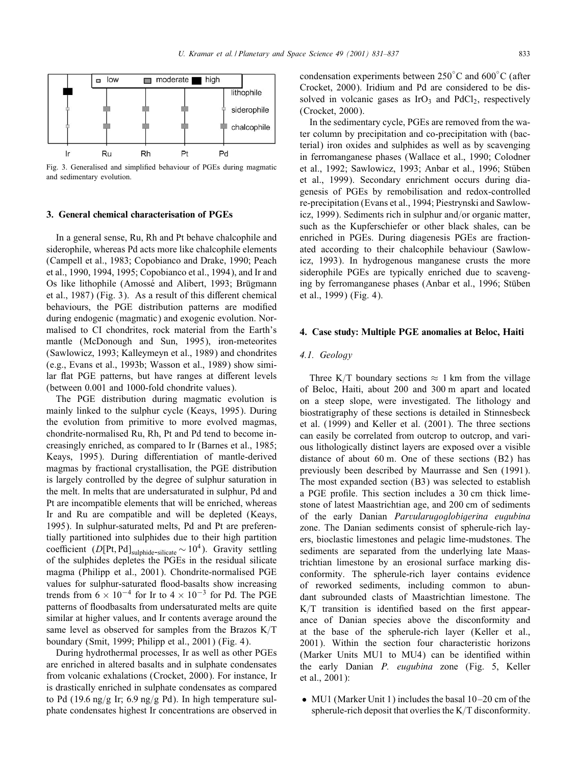Fig. 3. Generalised and simplified behaviour of PGEs during magmatic and sedimentary evolution.

## 3. General chemical characterisation of PGEs

In a general sense, Ru, Rh and Pt behave chalcophile and siderophile, whereas Pd acts more like chalcophile elements (Campell et al., 1983; Copobianco and Drake, 1990; Peach et al., 1990, 1994, 1995; Copobianco et al., 1994), and Ir and Os like lithophile (Amossé and Alibert, 1993; Brügmann et al., 1987) (Fig. 3). As a result of this different chemical behaviours, the PGE distribution patterns are modified during endogenic (magmatic) and exogenic evolution. Normalised to CI chondrites, rock material from the Earth's mantle (McDonough and Sun, 1995), iron-meteorites (Sawlowicz, 1993; Kalleymeyn et al., 1989) and chondrites (e.g., Evans et al., 1993b; Wasson et al., 1989) show similar flat PGE patterns, but have ranges at different levels (between 0.001 and 1000-fold chondrite values).

The PGE distribution during magmatic evolution is mainly linked to the sulphur cycle (Keays, 1995). During the evolution from primitive to more evolved magmas, chondrite-normalised Ru, Rh, Pt and Pd tend to become increasingly enriched, as compared to Ir (Barnes et al., 1985; Keays, 1995). During differentiation of mantle-derived magmas by fractional crystallisation, the PGE distribution is largely controlled by the degree of sulphur saturation in the melt. In melts that are undersaturated in sulphur, Pd and Pt are incompatible elements that will be enriched, whereas Ir and Ru are compatible and will be depleted (Keays, 1995). In sulphur-saturated melts, Pd and Pt are preferentially partitioned into sulphides due to their high partition coefficient ($D[\mathrm{Pt,Pd}]_{\mathrm{sulphide-silicate}} \sim 10^4$). Gravity settling of the sulphides depletes the PGEs in the residual silicate magma (Philipp et al., 2001). Chondrite-normalised PGE values for sulphur-saturated flood-basalts show increasing trends from $6 \times 10^{-4}$ for Ir to $4 \times 10^{-3}$ for Pd. The PGE patterns of floodbasalts from undersaturated melts are quite similar at higher values, and Ir contents average around the same level as observed for samples from the Brazos K/T boundary (Smit, 1999; Philipp et al., 2001) (Fig. 4).

During hydrothermal processes, Ir as well as other PGEs are enriched in altered basalts and in sulphate condensates from volcanic exhalations (Crocket, 2000). For instance, Ir is drastically enriched in sulphate condensates as compared to Pd (19.6 ng/g Ir; 6.9 ng/g Pd). In high temperature sulphate condensates highest Ir concentrations are observed in condensation experiments between 250°C and 600°C (after Crocket, 2000). Iridium and Pd are considered to be dissolved in volcanic gases as $IrO_3$ and $PdCl_2$, respectively (Crocket, 2000).

In the sedimentary cycle, PGEs are removed from the water column by precipitation and co-precipitation with (bacterial) iron oxides and sulphides as well as by scavenging in ferromanganese phases (Wallace et al., 1990; Colodner et al., 1992; Sawlowicz, 1993; Anbar et al., 1996; Stüben et al., 1999). Secondary enrichment occurs during diagenesis of PGEs by remobilisation and redox-controlled re-precipitation (Evans et al., 1994; Piestrynski and Sawlowicz, 1999). Sediments rich in sulphur and/or organic matter, such as the Kupferschiefer or other black shales, can be enriched in PGEs. During diagenesis PGEs are fractionated according to their chalcophile behaviour (Sawlowicz, 1993). In hydrogenous manganese crusts the more siderophile PGEs are typically enriched due to scavenging by ferromanganese phases (Anbar et al., 1996; Stüben et al., 1999) (Fig. 4).

## 4. Case study: Multiple PGE anomalies at Beloc, Haiti

### 4.1. Geology

Three K/T boundary sections ≈ 1 km from the village of Beloc, Haiti, about 200 and 300 m apart and located on a steep slope, were investigated. The lithology and biostratigraphy of these sections is detailed in Stinnesbeck et al. (1999) and Keller et al. (2001). The three sections can easily be correlated from outcrop to outcrop, and various lithologically distinct layers are exposed over a visible distance of about 60 m. One of these sections (B2) has previously been described by Maurrasse and Sen (1991). The most expanded section (B3) was selected to establish a PGE profile. This section includes a 30 cm thick limestone of latest Maastrichtian age, and 200 cm of sediments of the early Danian *Parvularugoglobigerina eugubina* zone. The Danian sediments consist of spherule-rich layers, bioclastic limestones and pelagic lime-mudstones. The sediments are separated from the underlying late Maastrichtian limestone by an erosional surface marking disconformity. The spherule-rich layer contains evidence of reworked sediments, including common to abundant subrounded clasts of Maastrichtian limestone. The K/T transition is identified based on the first appearance of Danian species above the disconformity and at the base of the spherule-rich layer (Keller et al., 2001). Within the section four characteristic horizons (Marker Units MU1 to MU4) can be identified within the early Danian *P. eugubina* zone (Fig. 5, Keller et al., 2001):

- MU1 (Marker Unit 1) includes the basal 10–20 cm of the spherule-rich deposit that overlies the K/T disconformity.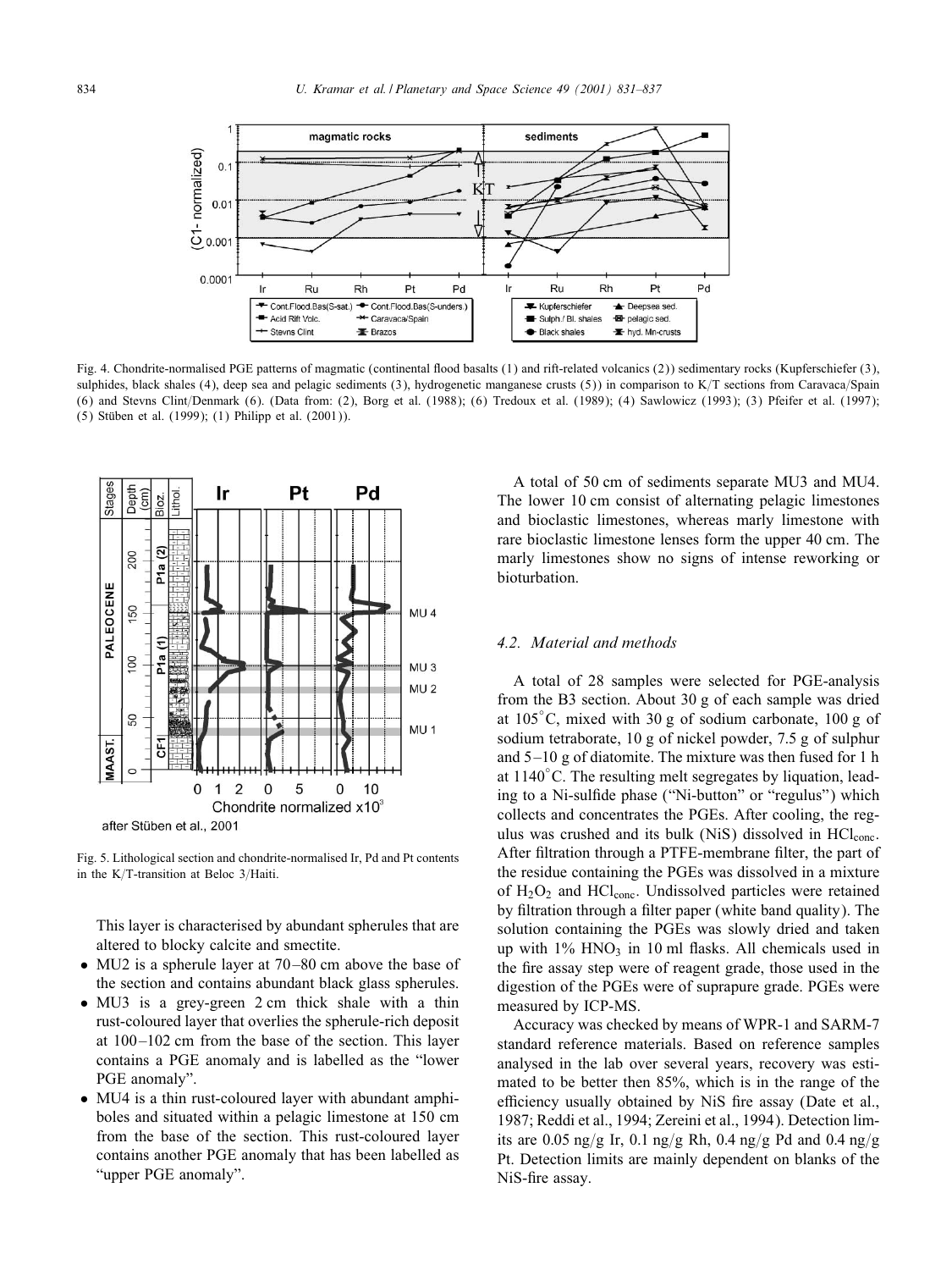Fig. 4. Chondrite-normalised PGE patterns of magmatic (continental flood basalts (1) and rift-related volcanics (2)) sedimentary rocks (Kupferschiefer (3), sulphides, black shales (4), deep sea and pelagic sediments (3), hydrogenetic manganese crusts (5)) in comparison to K/T sections from Caravaca/Spain (6) and Stevns Clint/Denmark (6). (Data from: (2), Borg et al. (1988); (6) Tredoux et al. (1989); (4) Sawlowicz (1993); (3) Pfeifer et al. (1997); (5) Stüben et al. (1999); (1) Philipp et al. (2001)).

Fig. 5. Lithological section and chondrite-normalised Ir, Pd and Pt contents in the K/T-transition at Beloc 3/Haiti.

This layer is characterised by abundant spherules that are altered to blocky calcite and smectite.

- MU2 is a spherule layer at 70–80 cm above the base of the section and contains abundant black glass spherules.
- MU3 is a grey-green 2 cm thick shale with a thin rust-coloured layer that overlies the spherule-rich deposit at 100–102 cm from the base of the section. This layer contains a PGE anomaly and is labelled as the "lower PGE anomaly".
- MU4 is a thin rust-coloured layer with abundant amphiboles and situated within a pelagic limestone at 150 cm from the base of the section. This rust-coloured layer contains another PGE anomaly that has been labelled as "upper PGE anomaly".

A total of 50 cm of sediments separate MU3 and MU4. The lower 10 cm consist of alternating pelagic limestones and bioclastic limestones, whereas marly limestone with rare bioclastic limestone lenses form the upper 40 cm. The marly limestones show no signs of intense reworking or bioturbation.

### 4.2. Material and methods

A total of 28 samples were selected for PGE-analysis from the B3 section. About 30 g of each sample was dried at 105°C, mixed with 30 g of sodium carbonate, 100 g of sodium tetraborate, 10 g of nickel powder, 7.5 g of sulphur and 5–10 g of diatomite. The mixture was then fused for 1 h at 1140°C. The resulting melt segregates by liquation, leading to a Ni-sulfide phase ("Ni-button" or "regulus") which collects and concentrates the PGEs. After cooling, the regulus was crushed and its bulk (NiS) dissolved in $HCl_{conc}$. After filtration through a PTFE-membrane filter, the part of the residue containing the PGEs was dissolved in a mixture of $H_2O_2$ and $HCl_{conc}$. Undissolved particles were retained by filtration through a filter paper (white band quality). The solution containing the PGEs was slowly dried and taken up with 1% $HNO_3$ in 10 ml flasks. All chemicals used in the fire assay step were of reagent grade, those used in the digestion of the PGEs were of suprapure grade. PGEs were measured by ICP-MS.

Accuracy was checked by means of WPR-1 and SARM-7 standard reference materials. Based on reference samples analysed in the lab over several years, recovery was estimated to be better then 85%, which is in the range of the efficiency usually obtained by NiS fire assay (Date et al., 1987; Reddi et al., 1994; Zereini et al., 1994). Detection limits are 0.05 ng/g Ir, 0.1 ng/g Rh, 0.4 ng/g Pd and 0.4 ng/g Pt. Detection limits are mainly dependent on blanks of the NiS-fire assay.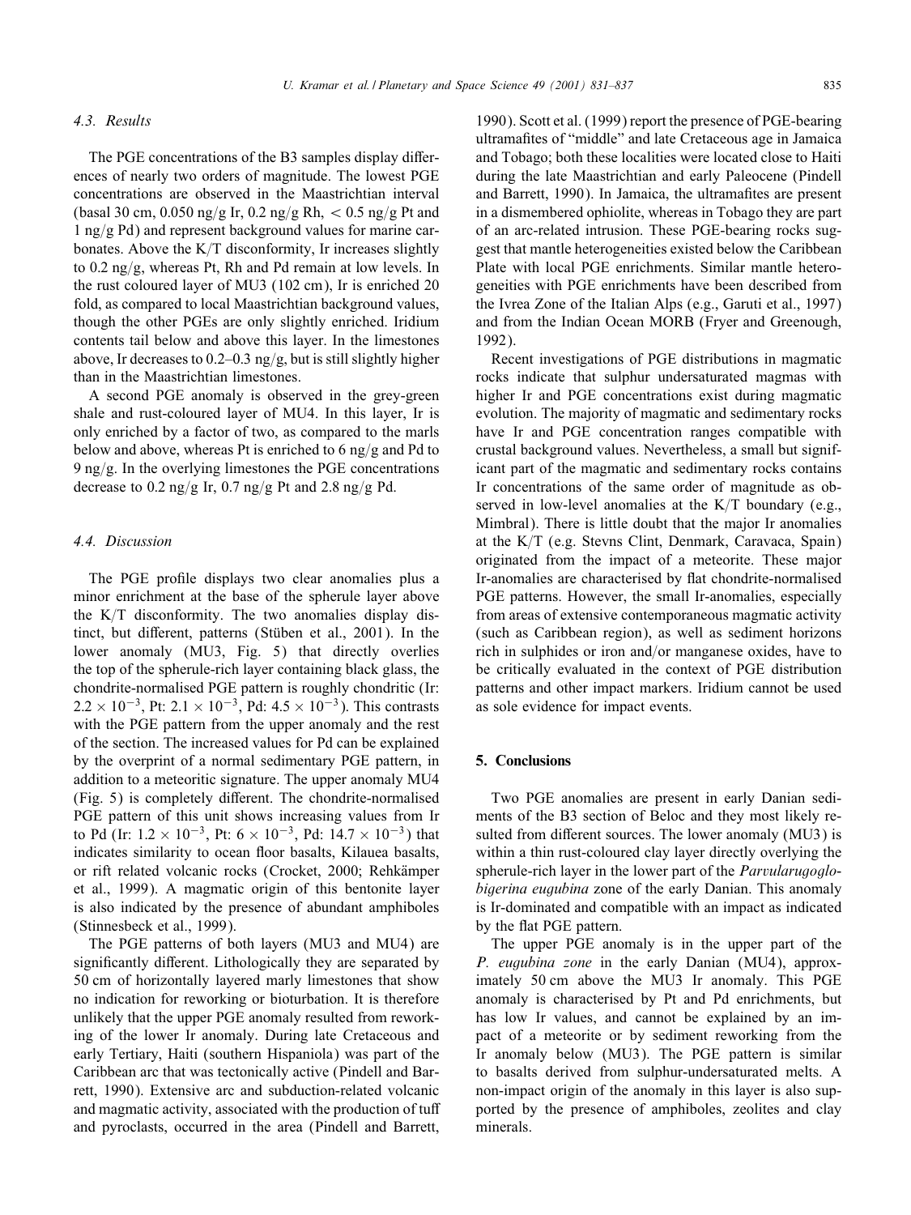### 4.3. Results

The PGE concentrations of the B3 samples display differences of nearly two orders of magnitude. The lowest PGE concentrations are observed in the Maastrichtian interval (basal 30 cm, 0.050 ng/g Ir, 0.2 ng/g Rh, $< 0.5$ ng/g Pt and 1 ng/g Pd) and represent background values for marine carbonates. Above the K/T disconformity, Ir increases slightly to 0.2 ng/g, whereas Pt, Rh and Pd remain at low levels. In the rust coloured layer of MU3 (102 cm), Ir is enriched 20 fold, as compared to local Maastrichtian background values, though the other PGEs are only slightly enriched. Iridium contents tail below and above this layer. In the limestones above, Ir decreases to 0.2–0.3 ng/g, but is still slightly higher than in the Maastrichtian limestones.

A second PGE anomaly is observed in the grey-green shale and rust-coloured layer of MU4. In this layer, Ir is only enriched by a factor of two, as compared to the marls below and above, whereas Pt is enriched to 6 ng/g and Pd to 9 ng/g. In the overlying limestones the PGE concentrations decrease to 0.2 ng/g Ir, 0.7 ng/g Pt and 2.8 ng/g Pd.

### 4.4. Discussion

The PGE profile displays two clear anomalies plus a minor enrichment at the base of the spherule layer above the K/T disconformity. The two anomalies display distinct, but different, patterns (Stüben et al., 2001). In the lower anomaly (MU3, Fig. 5) that directly overlies the top of the spherule-rich layer containing black glass, the chondrite-normalised PGE pattern is roughly chondritic (Ir: $2.2 \times 10^{-3}$, Pt: $2.1 \times 10^{-3}$, Pd: $4.5 \times 10^{-3}$). This contrasts with the PGE pattern from the upper anomaly and the rest of the section. The increased values for Pd can be explained by the overprint of a normal sedimentary PGE pattern, in addition to a meteoritic signature. The upper anomaly MU4 (Fig. 5) is completely different. The chondrite-normalised PGE pattern of this unit shows increasing values from Ir to Pd (Ir: $1.2 \times 10^{-3}$, Pt: $6 \times 10^{-3}$, Pd: $14.7 \times 10^{-3}$) that indicates similarity to ocean floor basalts, Kilauea basalts, or rift related volcanic rocks (Crocket, 2000; Rehkämper et al., 1999). A magmatic origin of this bentonite layer is also indicated by the presence of abundant amphiboles (Stinnesbeck et al., 1999).

The PGE patterns of both layers (MU3 and MU4) are significantly different. Lithologically they are separated by 50 cm of horizontally layered marly limestones that show no indication for reworking or bioturbation. It is therefore unlikely that the upper PGE anomaly resulted from reworking of the lower Ir anomaly. During late Cretaceous and early Tertiary, Haiti (southern Hispaniola) was part of the Caribbean arc that was tectonically active (Pindell and Barrett, 1990). Extensive arc and subduction-related volcanic and magmatic activity, associated with the production of tuff and pyroclasts, occurred in the area (Pindell and Barrett, 1990). Scott et al. (1999) report the presence of PGE-bearing ultramafites of "middle" and late Cretaceous age in Jamaica and Tobago; both these localities were located close to Haiti during the late Maastrichtian and early Paleocene (Pindell and Barrett, 1990). In Jamaica, the ultramafites are present in a dismembered ophiolite, whereas in Tobago they are part of an arc-related intrusion. These PGE-bearing rocks suggest that mantle heterogeneities existed below the Caribbean Plate with local PGE enrichments. Similar mantle heterogeneities with PGE enrichments have been described from the Ivrea Zone of the Italian Alps (e.g., Garuti et al., 1997) and from the Indian Ocean MORB (Fryer and Greenough, 1992).

Recent investigations of PGE distributions in magmatic rocks indicate that sulphur undersaturated magmas with higher Ir and PGE concentrations exist during magmatic evolution. The majority of magmatic and sedimentary rocks have Ir and PGE concentration ranges compatible with crustal background values. Nevertheless, a small but significant part of the magmatic and sedimentary rocks contains Ir concentrations of the same order of magnitude as observed in low-level anomalies at the K/T boundary (e.g., Mimbral). There is little doubt that the major Ir anomalies at the K/T (e.g. Stevns Clint, Denmark, Caravaca, Spain) originated from the impact of a meteorite. These major Ir-anomalies are characterised by flat chondrite-normalised PGE patterns. However, the small Ir-anomalies, especially from areas of extensive contemporaneous magmatic activity (such as Caribbean region), as well as sediment horizons rich in sulphides or iron and/or manganese oxides, have to be critically evaluated in the context of PGE distribution patterns and other impact markers. Iridium cannot be used as sole evidence for impact events.

## 5. Conclusions

Two PGE anomalies are present in early Danian sediments of the B3 section of Beloc and they most likely resulted from different sources. The lower anomaly (MU3) is within a thin rust-coloured clay layer directly overlying the spherule-rich layer in the lower part of the *Parvularugoglobigerina eugubina* zone of the early Danian. This anomaly is Ir-dominated and compatible with an impact as indicated by the flat PGE pattern.

The upper PGE anomaly is in the upper part of the *P. eugubina zone* in the early Danian (MU4), approximately 50 cm above the MU3 Ir anomaly. This PGE anomaly is characterised by Pt and Pd enrichments, but has low Ir values, and cannot be explained by an impact of a meteorite or by sediment reworking from the Ir anomaly below (MU3). The PGE pattern is similar to basalts derived from sulphur-undersaturated melts. A non-impact origin of the anomaly in this layer is also supported by the presence of amphiboles, zeolites and clay minerals.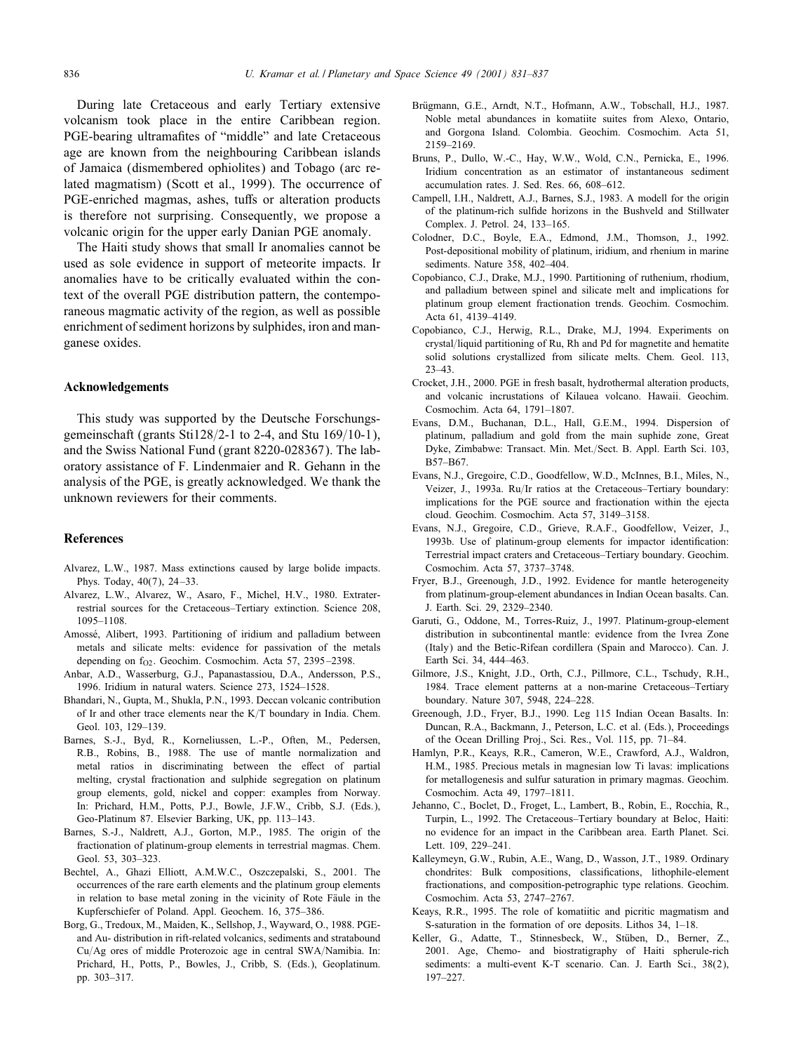During late Cretaceous and early Tertiary extensive volcanism took place in the entire Caribbean region. PGE-bearing ultramafites of "middle" and late Cretaceous age are known from the neighbouring Caribbean islands of Jamaica (dismembered ophiolites) and Tobago (arc related magmatism) (Scott et al., 1999). The occurrence of PGE-enriched magmas, ashes, tuffs or alteration products is therefore not surprising. Consequently, we propose a volcanic origin for the upper early Danian PGE anomaly.

The Haiti study shows that small Ir anomalies cannot be used as sole evidence in support of meteorite impacts. Ir anomalies have to be critically evaluated within the context of the overall PGE distribution pattern, the contemporaneous magmatic activity of the region, as well as possible enrichment of sediment horizons by sulphides, iron and manganese oxides.

## Acknowledgements

This study was supported by the Deutsche Forschungsgemeinschaft (grants Sti128/2-1 to 2-4, and Stu 169/10-1), and the Swiss National Fund (grant 8220-028367). The laboratory assistance of F. Lindenmaier and R. Gehann in the analysis of the PGE, is greatly acknowledged. We thank the unknown reviewers for their comments.

## References

Alvarez, L.W., 1987. Mass extinctions caused by large bolide impacts. Phys. Today, 40(7), 24–33.

Alvarez, L.W., Alvarez, W., Asaro, F., Michel, H.V., 1980. Extraterrestrial sources for the Cretaceous–Tertiary extinction. Science 208, 1095–1108.

Amossé, Alibert, 1993. Partitioning of iridium and palladium between metals and silicate melts: evidence for passivation of the metals depending on $f_{O2}$. Geochim. Cosmochim. Acta 57, 2395–2398.

Anbar, A.D., Wasserburg, G.J., Papanastassiou, D.A., Andersson, P.S., 1996. Iridium in natural waters. Science 273, 1524–1528.

Bhandari, N., Gupta, M., Shukla, P.N., 1993. Deccan volcanic contribution of Ir and other trace elements near the K/T boundary in India. Chem. Geol. 103, 129–139.

Barnes, S.-J., Byd, R., Korneliussen, L.-P., Often, M., Pedersen, R.B., Robins, B., 1988. The use of mantle normalization and metal ratios in discriminating between the effect of partial melting, crystal fractionation and sulphide segregation on platinum group elements, gold, nickel and copper: examples from Norway. In: Prichard, H.M., Potts, P.J., Bowle, J.F.W., Cribb, S.J. (Eds.), Geo-Platinum 87. Elsevier Barking, UK, pp. 113–143.

Barnes, S.-J., Naldrett, A.J., Gorton, M.P., 1985. The origin of the fractionation of platinum-group elements in terrestrial magmas. Chem. Geol. 53, 303–323.

Bechtel, A., Ghazi Elliott, A.M.W.C., Oszczepalski, S., 2001. The occurrences of the rare earth elements and the platinum group elements in relation to base metal zoning in the vicinity of Rote Fäule in the Kupferschiefer of Poland. Appl. Geochem. 16, 375–386.

Borg, G., Tredoux, M., Maiden, K., Sellshop, J., Wayward, O., 1988. PGE- and Au- distribution in rift-related volcanics, sediments and stratabound Cu/Ag ores of middle Proterozoic age in central SWA/Namibia. In: Prichard, H., Potts, P., Bowles, J., Cribb, S. (Eds.), Geoplatinum. pp. 303–317.

Brügmann, G.E., Arndt, N.T., Hofmann, A.W., Tobschall, H.J., 1987. Noble metal abundances in komatiite suites from Alexo, Ontario, and Gorgona Island. Colombia. Geochim. Cosmochim. Acta 51, 2159–2169.

Bruns, P., Dullo, W.-C., Hay, W.W., Wold, C.N., Pernicka, E., 1996. Iridium concentration as an estimator of instantaneous sediment accumulation rates. J. Sed. Res. 66, 608–612.

Campell, I.H., Naldrett, A.J., Barnes, S.J., 1983. A modell for the origin of the platinum-rich sulfide horizons in the Bushveld and Stillwater Complex. J. Petrol. 24, 133–165.

Colodner, D.C., Boyle, E.A., Edmond, J.M., Thomson, J., 1992. Post-depositional mobility of platinum, iridium, and rhenium in marine sediments. Nature 358, 402–404.

Copobianco, C.J., Drake, M.J., 1990. Partitioning of ruthenium, rhodium, and palladium between spinel and silicate melt and implications for platinum group element fractionation trends. Geochim. Cosmochim. Acta 61, 4139–4149.

Copobianco, C.J., Herwig, R.L., Drake, M.J, 1994. Experiments on crystal/liquid partitioning of Ru, Rh and Pd for magnetite and hematite solid solutions crystallized from silicate melts. Chem. Geol. 113, 23–43.

Crocket, J.H., 2000. PGE in fresh basalt, hydrothermal alteration products, and volcanic incrustations of Kilauea volcano. Hawaii. Geochim. Cosmochim. Acta 64, 1791–1807.

Evans, D.M., Buchanan, D.L., Hall, G.E.M., 1994. Dispersion of platinum, palladium and gold from the main suphide zone, Great Dyke, Zimbabwe: Transact. Min. Met./Sect. B. Appl. Earth Sci. 103, B57–B67.

Evans, N.J., Gregoire, C.D., Goodfellow, W.D., McInnes, B.I., Miles, N., Veizer, J., 1993a. Ru/Ir ratios at the Cretaceous–Tertiary boundary: implications for the PGE source and fractionation within the ejecta cloud. Geochim. Cosmochim. Acta 57, 3149–3158.

Evans, N.J., Gregoire, C.D., Grieve, R.A.F., Goodfellow, Veizer, J., 1993b. Use of platinum-group elements for impactor identification: Terrestrial impact craters and Cretaceous–Tertiary boundary. Geochim. Cosmochim. Acta 57, 3737–3748.

Fryer, B.J., Greenough, J.D., 1992. Evidence for mantle heterogeneity from platinum-group-element abundances in Indian Ocean basalts. Can. J. Earth. Sci. 29, 2329–2340.

Garuti, G., Oddone, M., Torres-Ruiz, J., 1997. Platinum-group-element distribution in subcontinental mantle: evidence from the Ivrea Zone (Italy) and the Betic-Rifean cordillera (Spain and Marocco). Can. J. Earth Sci. 34, 444–463.

Gilmore, J.S., Knight, J.D., Orth, C.J., Pillmore, C.L., Tschudy, R.H., 1984. Trace element patterns at a non-marine Cretaceous–Tertiary boundary. Nature 307, 5948, 224–228.

Greenough, J.D., Fryer, B.J., 1990. Leg 115 Indian Ocean Basalts. In: Duncan, R.A., Backmann, J., Peterson, L.C. et al. (Eds.), Proceedings of the Ocean Drilling Proj., Sci. Res., Vol. 115, pp. 71–84.

Hamlyn, P.R., Keays, R.R., Cameron, W.E., Crawford, A.J., Waldron, H.M., 1985. Precious metals in magnesian low Ti lavas: implications for metallogenesis and sulfur saturation in primary magmas. Geochim. Cosmochim. Acta 49, 1797–1811.

Jehanno, C., Boclet, D., Froget, L., Lambert, B., Robin, E., Rocchia, R., Turpin, L., 1992. The Cretaceous–Tertiary boundary at Beloc, Haiti: no evidence for an impact in the Caribbean area. Earth Planet. Sci. Lett. 109, 229–241.

Kalleymeyn, G.W., Rubin, A.E., Wang, D., Wasson, J.T., 1989. Ordinary chondrites: Bulk compositions, classifications, lithophile-element fractionations, and composition-petrographic type relations. Geochim. Cosmochim. Acta 53, 2747–2767.

Keays, R.R., 1995. The role of komatiitic and picritic magmatism and S-saturation in the formation of ore deposits. Lithos 34, 1–18.

Keller, G., Adatte, T., Stinnesbeck, W., Stüben, D., Berner, Z., 2001. Age, Chemo- and biostratigraphy of Haiti spherule-rich sediments: a multi-event K-T scenario. Can. J. Earth Sci., 38(2), 197–227.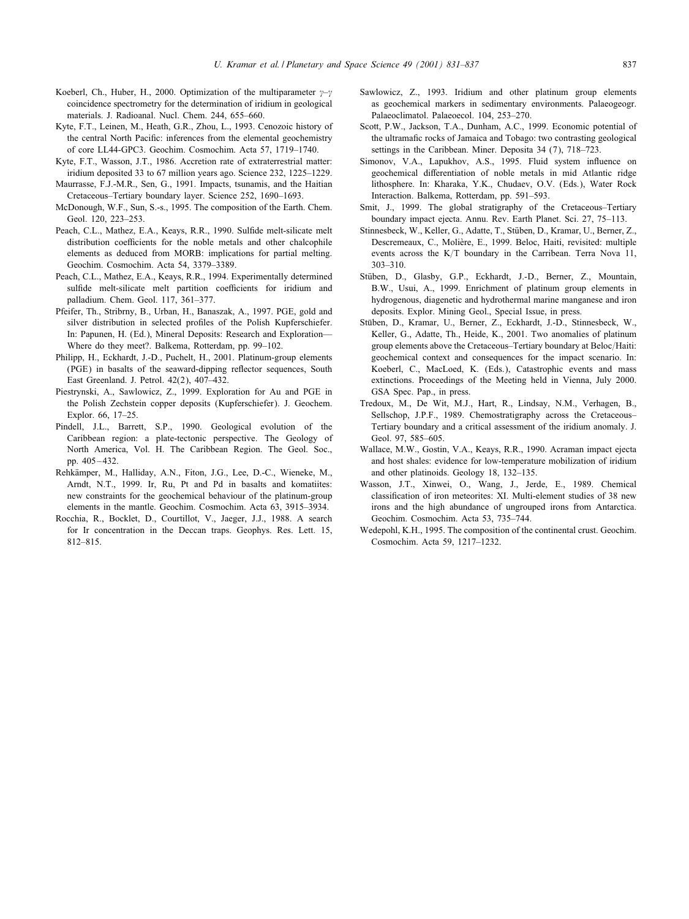Koeberl, Ch., Huber, H., 2000. Optimization of the multiparameter $\gamma$–$\gamma$ coincidence spectrometry for the determination of iridium in geological materials. J. Radioanal. Nucl. Chem. 244, 655–660.

Kyte, F.T., Leinen, M., Heath, G.R., Zhou, L., 1993. Cenozoic history of the central North Pacific: inferences from the elemental geochemistry of core LL44-GPC3. Geochim. Cosmochim. Acta 57, 1719–1740.

Kyte, F.T., Wasson, J.T., 1986. Accretion rate of extraterrestrial matter: iridium deposited 33 to 67 million years ago. Science 232, 1225–1229.

Maurrasse, F.J.-M.R., Sen, G., 1991. Impacts, tsunamis, and the Haitian Cretaceous–Tertiary boundary layer. Science 252, 1690–1693.

McDonough, W.F., Sun, S.-s., 1995. The composition of the Earth. Chem. Geol. 120, 223–253.

Peach, C.L., Mathez, E.A., Keays, R.R., 1990. Sulfide melt-silicate melt distribution coefficients for the noble metals and other chalcophile elements as deduced from MORB: implications for partial melting. Geochim. Cosmochim. Acta 54, 3379–3389.

Peach, C.L., Mathez, E.A., Keays, R.R., 1994. Experimentally determined sulfide melt-silicate melt partition coefficients for iridium and palladium. Chem. Geol. 117, 361–377.

Pfeifer, Th., Stribrny, B., Urban, H., Banaszak, A., 1997. PGE, gold and silver distribution in selected profiles of the Polish Kupferschiefer. In: Papunen, H. (Ed.), Mineral Deposits: Research and Exploration—Where do they meet?. Balkema, Rotterdam, pp. 99–102.

Philipp, H., Eckhardt, J.-D., Puchelt, H., 2001. Platinum-group elements (PGE) in basalts of the seaward-dipping reflector sequences, South East Greenland. J. Petrol. 42(2), 407–432.

Piestrynski, A., Sawlowicz, Z., 1999. Exploration for Au and PGE in the Polish Zechstein copper deposits (Kupferschiefer). J. Geochem. Explor. 66, 17–25.

Pindell, J.L., Barrett, S.P., 1990. Geological evolution of the Caribbean region: a plate-tectonic perspective. The Geology of North America, Vol. H. The Caribbean Region. The Geol. Soc., pp. 405–432.

Rehkämper, M., Halliday, A.N., Fiton, J.G., Lee, D.-C., Wieneke, M., Arndt, N.T., 1999. Ir, Ru, Pt and Pd in basalts and komatiites: new constraints for the geochemical behaviour of the platinum-group elements in the mantle. Geochim. Cosmochim. Acta 63, 3915–3934.

Rocchia, R., Bocklet, D., Courtillot, V., Jaeger, J.J., 1988. A search for Ir concentration in the Deccan traps. Geophys. Res. Lett. 15, 812–815.

Sawlowicz, Z., 1993. Iridium and other platinum group elements as geochemical markers in sedimentary environments. Palaeogeogr. Palaeoclimatol. Palaeoecol. 104, 253–270.

Scott, P.W., Jackson, T.A., Dunham, A.C., 1999. Economic potential of the ultramafic rocks of Jamaica and Tobago: two contrasting geological settings in the Caribbean. Miner. Deposita 34 (7), 718–723.

Simonov, V.A., Lapukhov, A.S., 1995. Fluid system influence on geochemical differentiation of noble metals in mid Atlantic ridge lithosphere. In: Kharaka, Y.K., Chudaev, O.V. (Eds.), Water Rock Interaction. Balkema, Rotterdam, pp. 591–593.

Smit, J., 1999. The global stratigraphy of the Cretaceous–Tertiary boundary impact ejecta. Annu. Rev. Earth Planet. Sci. 27, 75–113.

Stinnesbeck, W., Keller, G., Adatte, T., Stüben, D., Kramar, U., Berner, Z., Descremeaux, C., Molière, E., 1999. Beloc, Haiti, revisited: multiple events across the K/T boundary in the Carribean. Terra Nova 11, 303–310.

Stüben, D., Glasby, G.P., Eckhardt, J.-D., Berner, Z., Mountain, B.W., Usui, A., 1999. Enrichment of platinum group elements in hydrogenous, diagenetic and hydrothermal marine manganese and iron deposits. Explor. Mining Geol., Special Issue, in press.

Stüben, D., Kramar, U., Berner, Z., Eckhardt, J.-D., Stinnesbeck, W., Keller, G., Adatte, Th., Heide, K., 2001. Two anomalies of platinum group elements above the Cretaceous–Tertiary boundary at Beloc/Haiti: geochemical context and consequences for the impact scenario. In: Koeberl, C., MacLoed, K. (Eds.), Catastrophic events and mass extinctions. Proceedings of the Meeting held in Vienna, July 2000. GSA Spec. Pap., in press.

Tredoux, M., De Wit, M.J., Hart, R., Lindsay, N.M., Verhagen, B., Sellschop, J.P.F., 1989. Chemostratigraphy across the Cretaceous–Tertiary boundary and a critical assessment of the iridium anomaly. J. Geol. 97, 585–605.

Wallace, M.W., Gostin, V.A., Keays, R.R., 1990. Acraman impact ejecta and host shales: evidence for low-temperature mobilization of iridium and other platinoids. Geology 18, 132–135.

Wasson, J.T., Xinwei, O., Wang, J., Jerde, E., 1989. Chemical classification of iron meteorites: XI. Multi-element studies of 38 new irons and the high abundance of ungrouped irons from Antarctica. Geochim. Cosmochim. Acta 53, 735–744.

Wedepohl, K.H., 1995. The composition of the continental crust. Geochim. Cosmochim. Acta 59, 1217–1232.